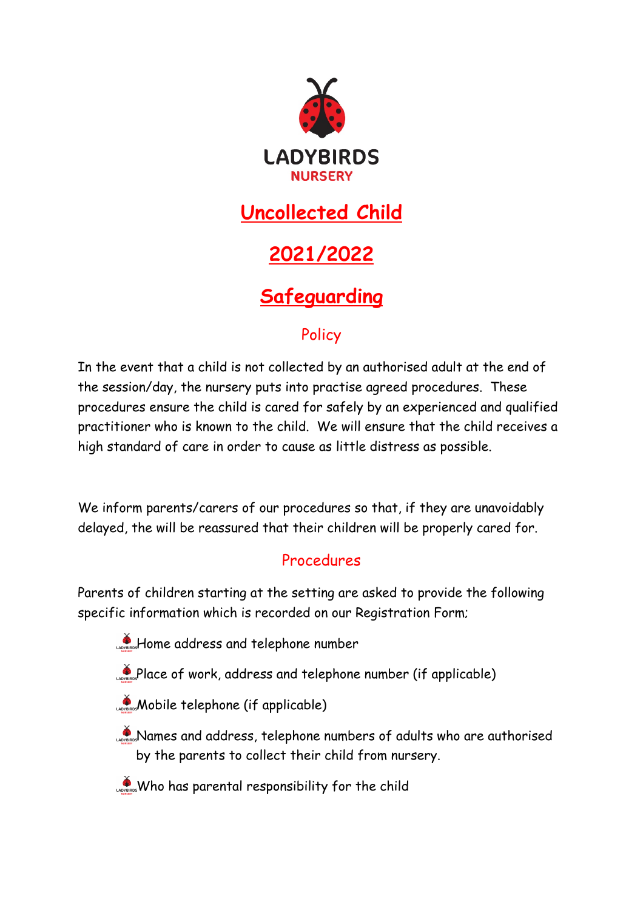LADYBIRDS
NURSERY

# Uncollected Child

# 2021/2022

# Safeguarding

## Policy

In the event that a child is not collected by an authorised adult at the end of the session/day, the nursery puts into practise agreed procedures. These procedures ensure the child is cared for safely by an experienced and qualified practitioner who is known to the child. We will ensure that the child receives a high standard of care in order to cause as little distress as possible.

We inform parents/carers of our procedures so that, if they are unavoidably delayed, the will be reassured that their children will be properly cared for.

## Procedures

Parents of children starting at the setting are asked to provide the following specific information which is recorded on our Registration Form;

- Home address and telephone number
- Place of work, address and telephone number (if applicable)
- Mobile telephone (if applicable)
- Names and address, telephone numbers of adults who are authorised by the parents to collect their child from nursery.
- Who has parental responsibility for the child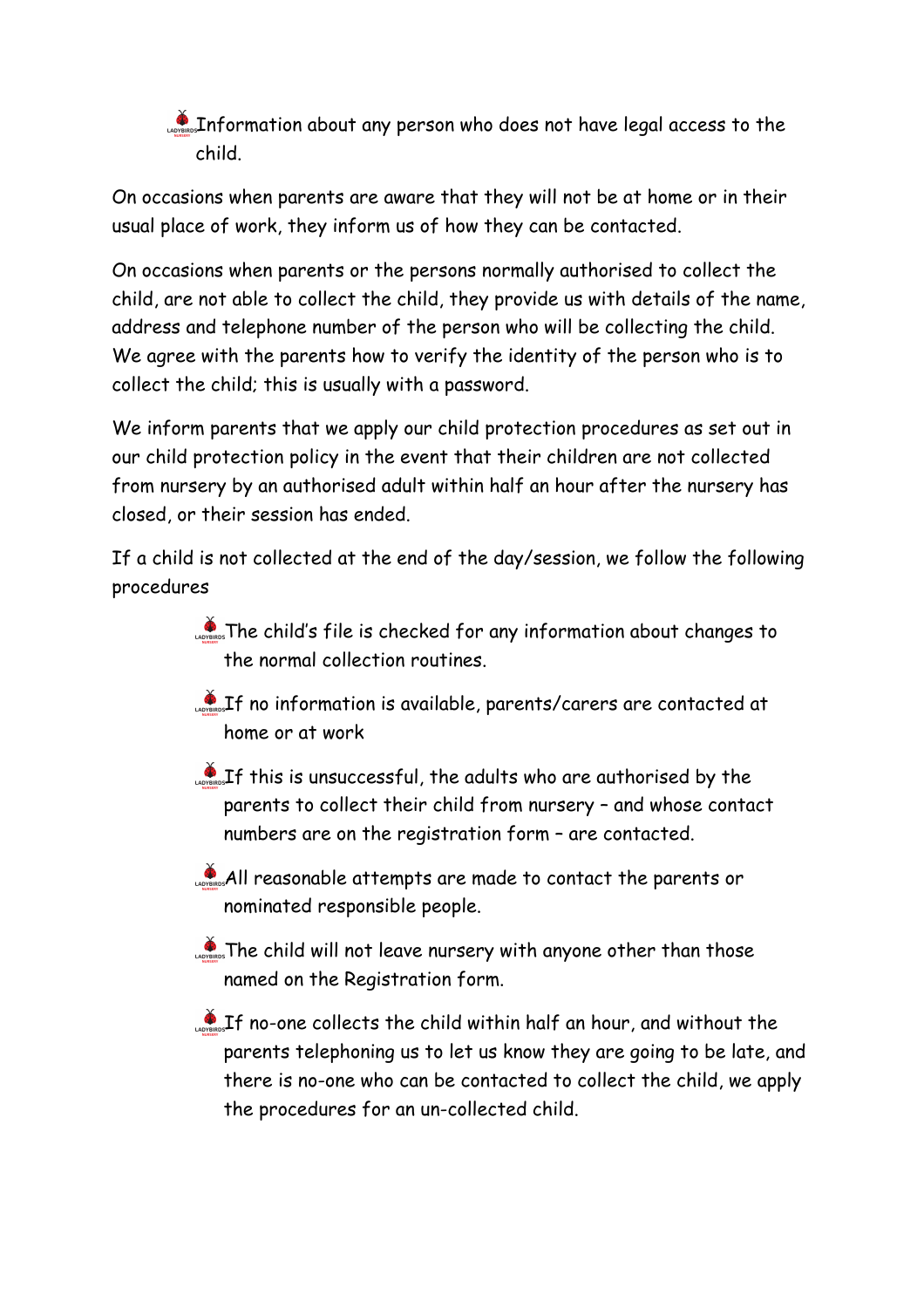- Information about any person who does not have legal access to the child.

On occasions when parents are aware that they will not be at home or in their usual place of work, they inform us of how they can be contacted.

On occasions when parents or the persons normally authorised to collect the child, are not able to collect the child, they provide us with details of the name, address and telephone number of the person who will be collecting the child. We agree with the parents how to verify the identity of the person who is to collect the child; this is usually with a password.

We inform parents that we apply our child protection procedures as set out in our child protection policy in the event that their children are not collected from nursery by an authorised adult within half an hour after the nursery has closed, or their session has ended.

If a child is not collected at the end of the day/session, we follow the following procedures

- The child's file is checked for any information about changes to the normal collection routines.
- If no information is available, parents/carers are contacted at home or at work
- If this is unsuccessful, the adults who are authorised by the parents to collect their child from nursery – and whose contact numbers are on the registration form – are contacted.
- All reasonable attempts are made to contact the parents or nominated responsible people.
- The child will not leave nursery with anyone other than those named on the Registration form.
- If no-one collects the child within half an hour, and without the parents telephoning us to let us know they are going to be late, and there is no-one who can be contacted to collect the child, we apply the procedures for an un-collected child.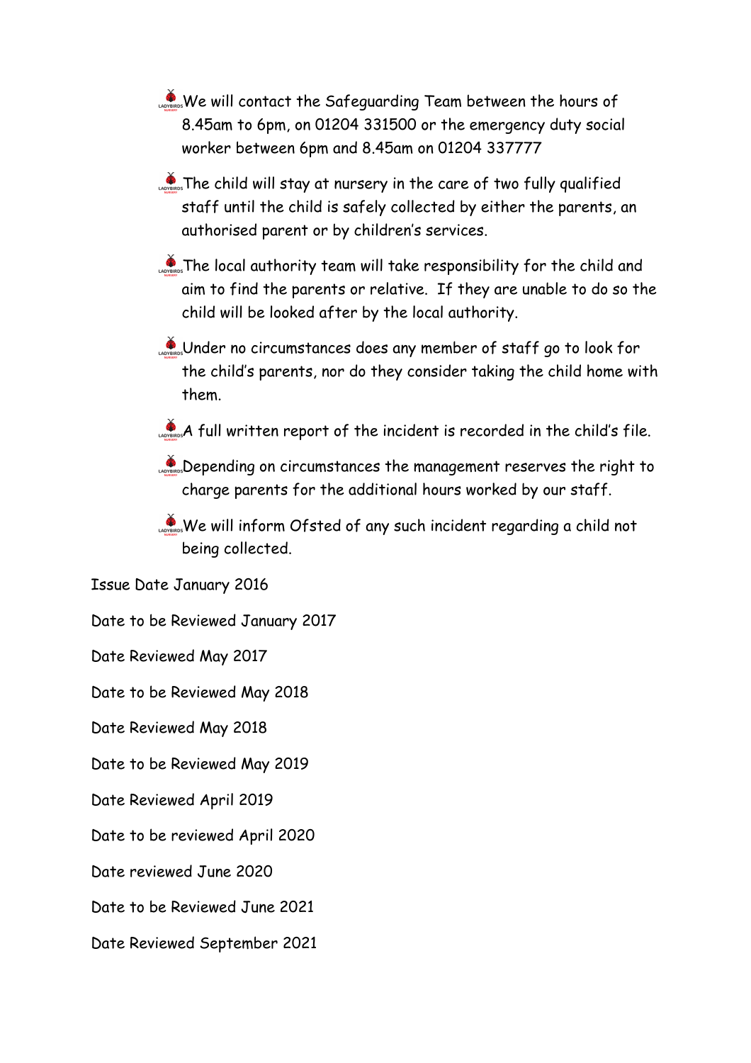- We will contact the Safeguarding Team between the hours of 8.45am to 6pm, on 01204 331500 or the emergency duty social worker between 6pm and 8.45am on 01204 337777
- The child will stay at nursery in the care of two fully qualified staff until the child is safely collected by either the parents, an authorised parent or by children's services.
- The local authority team will take responsibility for the child and aim to find the parents or relative. If they are unable to do so the child will be looked after by the local authority.
- Under no circumstances does any member of staff go to look for the child's parents, nor do they consider taking the child home with them.
- A full written report of the incident is recorded in the child's file.
- Depending on circumstances the management reserves the right to charge parents for the additional hours worked by our staff.
- We will inform Ofsted of any such incident regarding a child not being collected.

Issue Date January 2016

Date to be Reviewed January 2017

Date Reviewed May 2017

Date to be Reviewed May 2018

Date Reviewed May 2018

Date to be Reviewed May 2019

Date Reviewed April 2019

Date to be reviewed April 2020

Date reviewed June 2020

Date to be Reviewed June 2021

Date Reviewed September 2021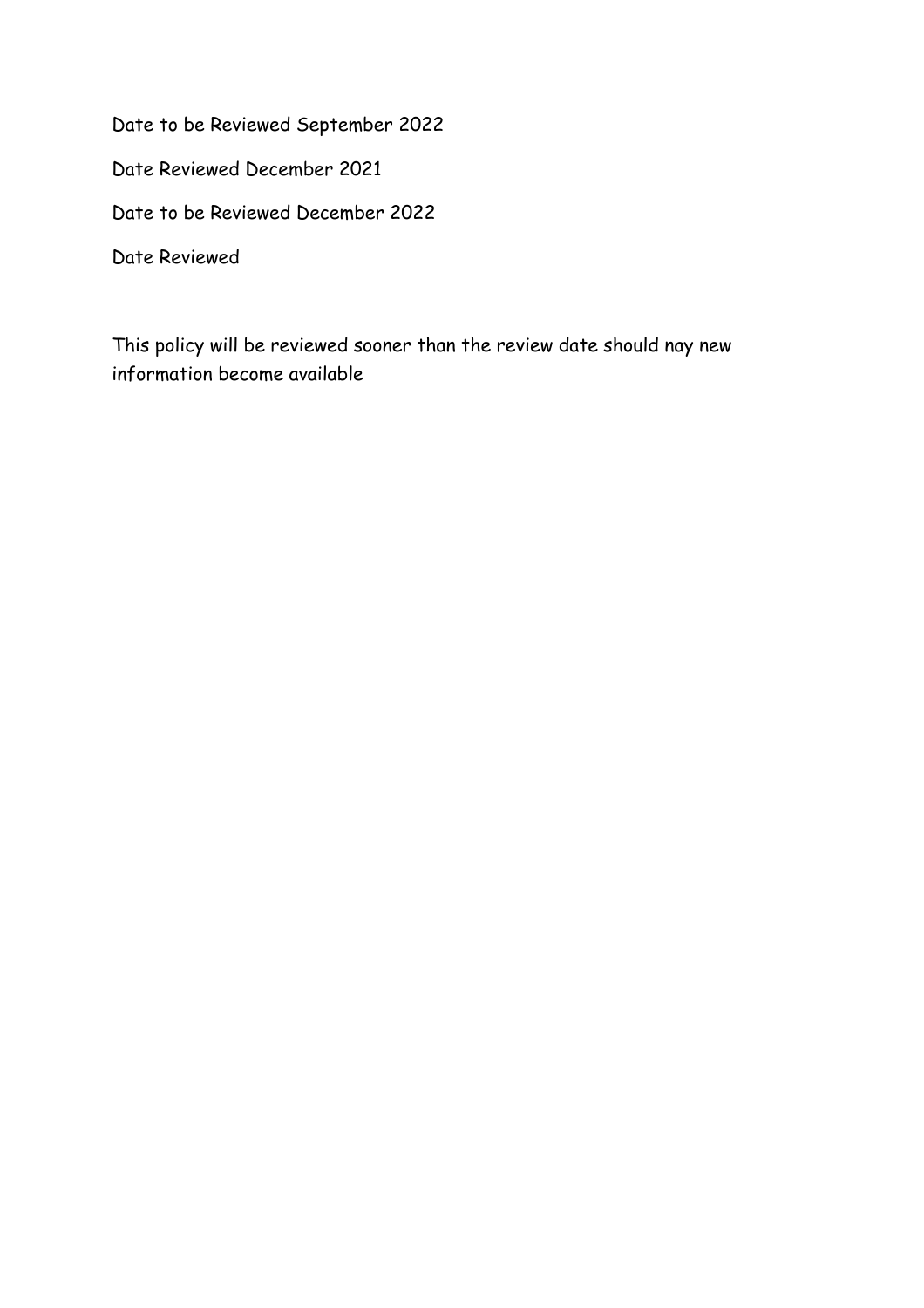Date to be Reviewed September 2022

Date Reviewed December 2021

Date to be Reviewed December 2022

Date Reviewed

This policy will be reviewed sooner than the review date should nay new information become available